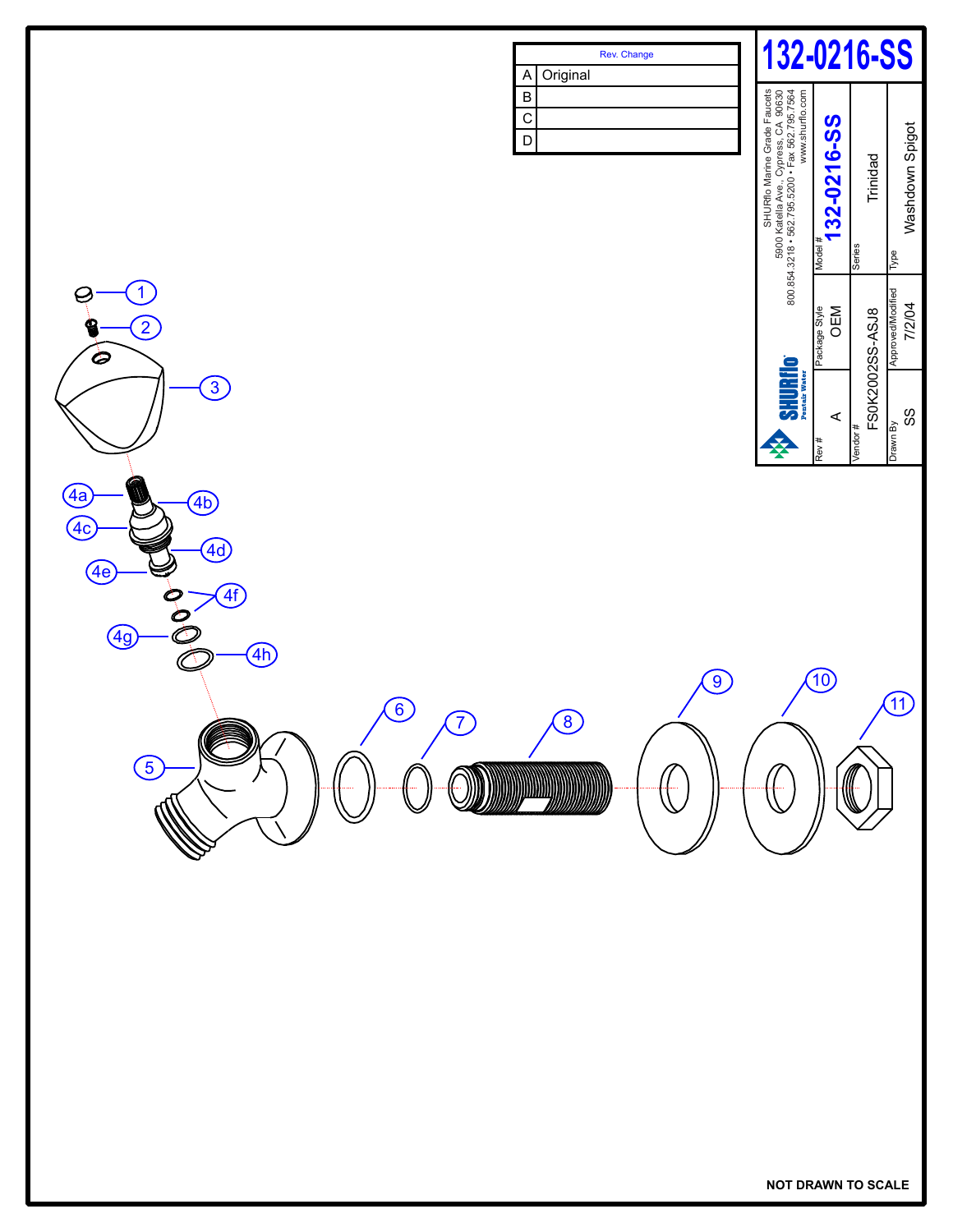# 132-0216-SS

| Rev. Change | |
|---|---|
| A | Original |
| B | |
| C | |
| D | |

SHURflo Marine Grade Faucets
5900 Katella Ave., Cypress, CA 90630
800.854.3218 • 562.795.5200 • Fax 562.795.7564
www.shurflo.com

SHURflo
Pentair Water

| Model # | 132-0216-SS |
|---|---|
| Series | Trinidad |
| Type | Washdown Spigot |
| Rev # | A |
| Package Style | OEM |
| Vendor # | FS0K2002SS-ASJ8 |
| Drawn By | SS |
| Approved/Modified | 7/2/04 |

1
2
3
4a
4b
4c
4d
4e
4f
4g
4h
5
6
7
8
9
10
11

**NOT DRAWN TO SCALE**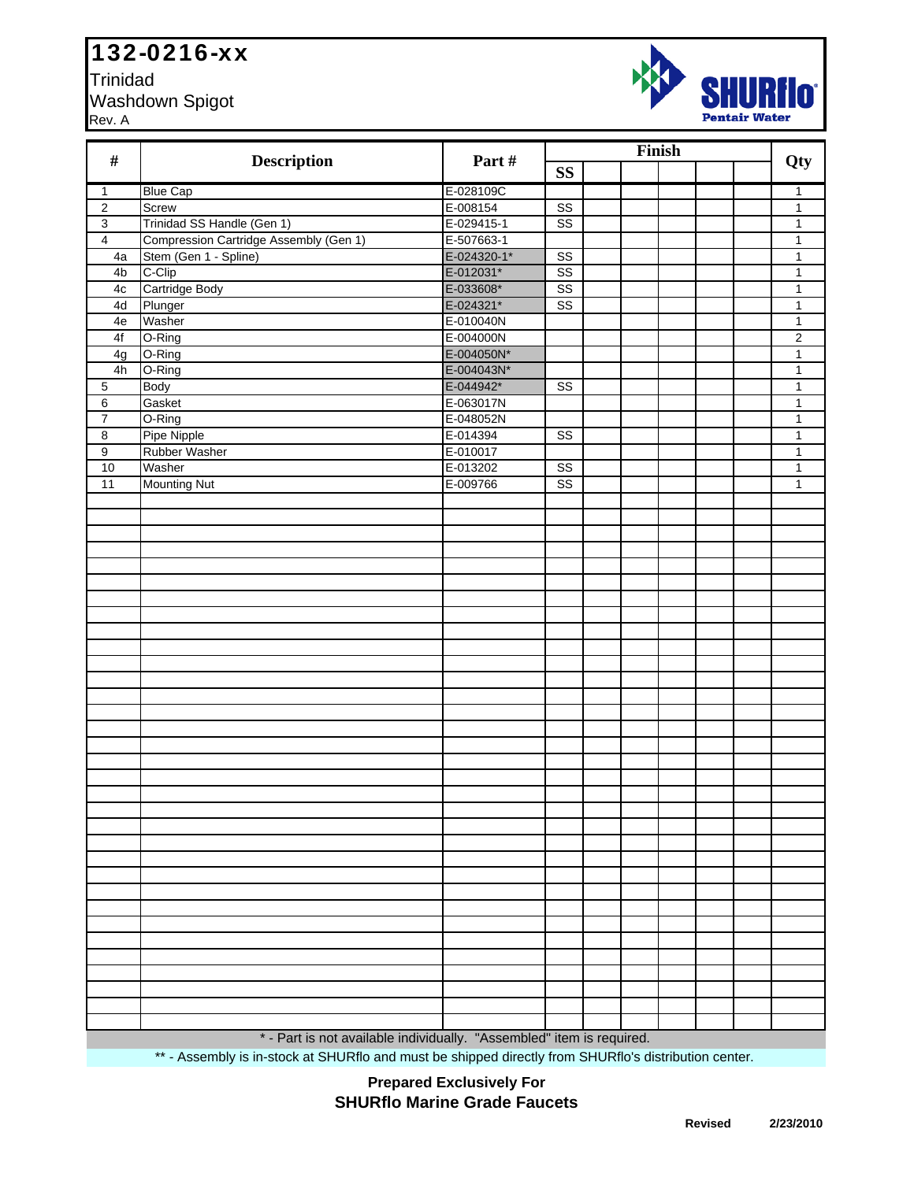# 132-0216-xx

Trinidad

Washdown Spigot

Rev. A

SHURflo Pentair Water

| # | Description | Part # | Finish | | | | | | Qty |
|---|---|---|---|---|---|---|---|---|---|
| | | | SS | | | | | | |
| 1 | Blue Cap | E-028109C | | | | | | | 1 |
| 2 | Screw | E-008154 | SS | | | | | | 1 |
| 3 | Trinidad SS Handle (Gen 1) | E-029415-1 | SS | | | | | | 1 |
| 4 | Compression Cartridge Assembly (Gen 1) | E-507663-1 | | | | | | | 1 |
| 4a | Stem (Gen 1 - Spline) | E-024320-1* | SS | | | | | | 1 |
| 4b | C-Clip | E-012031* | SS | | | | | | 1 |
| 4c | Cartridge Body | E-033608* | SS | | | | | | 1 |
| 4d | Plunger | E-024321* | SS | | | | | | 1 |
| 4e | Washer | E-010040N | | | | | | | 1 |
| 4f | O-Ring | E-004000N | | | | | | | 2 |
| 4g | O-Ring | E-004050N* | | | | | | | 1 |
| 4h | O-Ring | E-004043N* | | | | | | | 1 |
| 5 | Body | E-044942* | SS | | | | | | 1 |
| 6 | Gasket | E-063017N | | | | | | | 1 |
| 7 | O-Ring | E-048052N | | | | | | | 1 |
| 8 | Pipe Nipple | E-014394 | SS | | | | | | 1 |
| 9 | Rubber Washer | E-010017 | | | | | | | 1 |
| 10 | Washer | E-013202 | SS | | | | | | 1 |
| 11 | Mounting Nut | E-009766 | SS | | | | | | 1 |

\* - Part is not available individually. "Assembled" item is required.

\*\* - Assembly is in-stock at SHURflo and must be shipped directly from SHURflo's distribution center.

**Prepared Exclusively For**

**SHURflo Marine Grade Faucets**

**Revised** **2/23/2010**